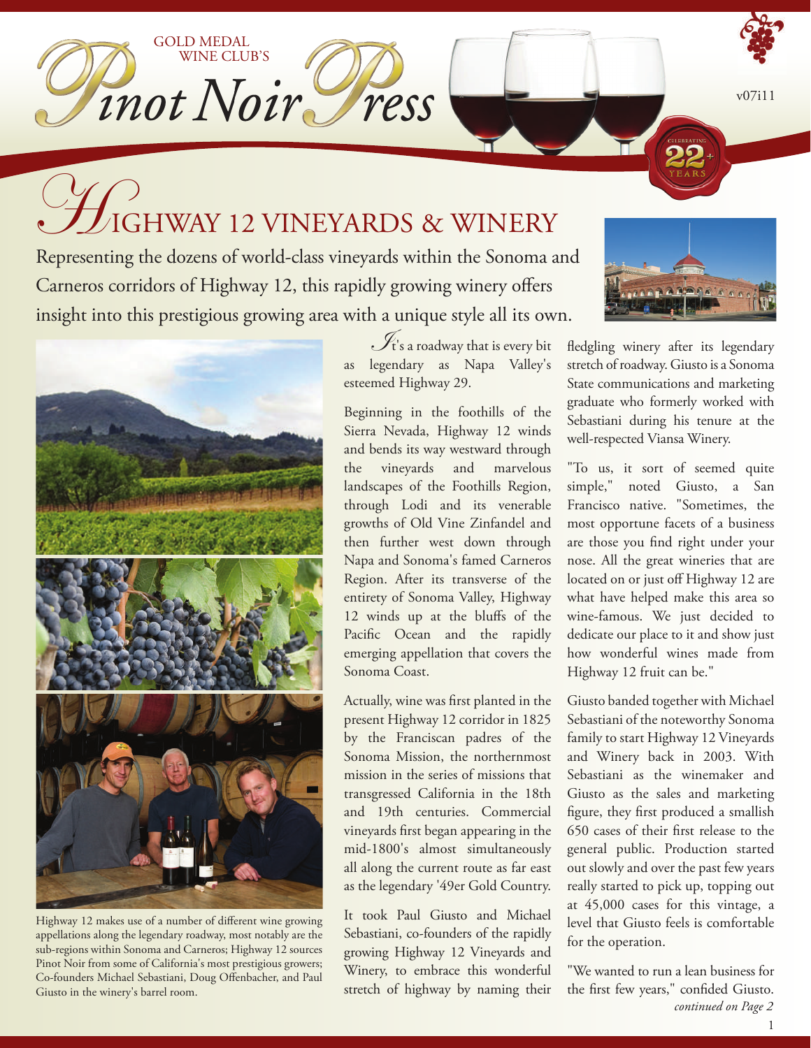GOLD MEDAL WINE CLUB'S

# Pinot Noir Press

v07i11

# Highway 12 Vineyards & Winery

Representing the dozens of world-class vineyards within the Sonoma and Carneros corridors of Highway 12, this rapidly growing winery offers insight into this prestigious growing area with a unique style all its own.

It's a roadway that is every bit as legendary as Napa Valley's esteemed Highway 29.

Beginning in the foothills of the Sierra Nevada, Highway 12 winds and bends its way westward through the vineyards and marvelous landscapes of the Foothills Region, through Lodi and its venerable growths of Old Vine Zinfandel and then further west down through Napa and Sonoma's famed Carneros Region. After its transverse of the entirety of Sonoma Valley, Highway 12 winds up at the bluffs of the Pacific Ocean and the rapidly emerging appellation that covers the Sonoma Coast.

Actually, wine was first planted in the present Highway 12 corridor in 1825 by the Franciscan padres of the Sonoma Mission, the northernmost mission in the series of missions that transgressed California in the 18th and 19th centuries. Commercial vineyards first began appearing in the mid-1800's almost simultaneously all along the current route as far east as the legendary '49er Gold Country.

It took Paul Giusto and Michael Sebastiani, co-founders of the rapidly growing Highway 12 Vineyards and Winery, to embrace this wonderful stretch of highway by naming their fledgling winery after its legendary stretch of roadway. Giusto is a Sonoma State communications and marketing graduate who formerly worked with Sebastiani during his tenure at the well-respected Viansa Winery.

"To us, it sort of seemed quite simple," noted Giusto, a San Francisco native. "Sometimes, the most opportune facets of a business are those you find right under your nose. All the great wineries that are located on or just off Highway 12 are what have helped make this area so wine-famous. We just decided to dedicate our place to it and show just how wonderful wines made from Highway 12 fruit can be."

Giusto banded together with Michael Sebastiani of the noteworthy Sonoma family to start Highway 12 Vineyards and Winery back in 2003. With Sebastiani as the winemaker and Giusto as the sales and marketing figure, they first produced a smallish 650 cases of their first release to the general public. Production started out slowly and over the past few years really started to pick up, topping out at 45,000 cases for this vintage, a level that Giusto feels is comfortable for the operation.

"We wanted to run a lean business for the first few years," confided Giusto.

*continued on Page 2*

Highway 12 makes use of a number of different wine growing appellations along the legendary roadway, most notably are the sub-regions within Sonoma and Carneros; Highway 12 sources Pinot Noir from some of California's most prestigious growers; Co-founders Michael Sebastiani, Doug Offenbacher, and Paul Giusto in the winery's barrel room.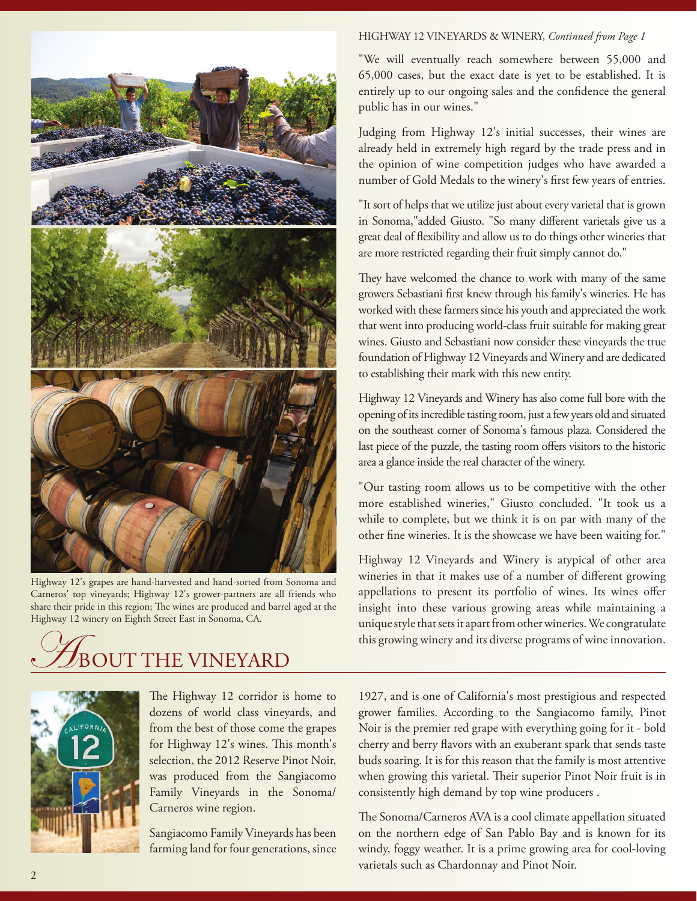Highway 12's grapes are hand-harvested and hand-sorted from Sonoma and Carneros' top vineyards; Highway 12's grower-partners are all friends who share their pride in this region; The wines are produced and barrel aged at the Highway 12 winery on Eighth Street East in Sonoma, CA.

HIGHWAY 12 VINEYARDS & WINERY, *Continued from Page 1*

"We will eventually reach somewhere between 55,000 and 65,000 cases, but the exact date is yet to be established. It is entirely up to our ongoing sales and the confidence the general public has in our wines."

Judging from Highway 12's initial successes, their wines are already held in extremely high regard by the trade press and in the opinion of wine competition judges who have awarded a number of Gold Medals to the winery's first few years of entries.

"It sort of helps that we utilize just about every varietal that is grown in Sonoma,"added Giusto. "So many different varietals give us a great deal of flexibility and allow us to do things other wineries that are more restricted regarding their fruit simply cannot do."

They have welcomed the chance to work with many of the same growers Sebastiani first knew through his family's wineries. He has worked with these farmers since his youth and appreciated the work that went into producing world-class fruit suitable for making great wines. Giusto and Sebastiani now consider these vineyards the true foundation of Highway 12 Vineyards and Winery and are dedicated to establishing their mark with this new entity.

Highway 12 Vineyards and Winery has also come full bore with the opening of its incredible tasting room, just a few years old and situated on the southeast corner of Sonoma's famous plaza. Considered the last piece of the puzzle, the tasting room offers visitors to the historic area a glance inside the real character of the winery.

"Our tasting room allows us to be competitive with the other more established wineries," Giusto concluded. "It took us a while to complete, but we think it is on par with many of the other fine wineries. It is the showcase we have been waiting for."

Highway 12 Vineyards and Winery is atypical of other area wineries in that it makes use of a number of different growing appellations to present its portfolio of wines. Its wines offer insight into these various growing areas while maintaining a unique style that sets it apart from other wineries. We congratulate this growing winery and its diverse programs of wine innovation.

# About the Vineyard

The Highway 12 corridor is home to dozens of world class vineyards, and from the best of those come the grapes for Highway 12's wines. This month's selection, the 2012 Reserve Pinot Noir, was produced from the Sangiacomo Family Vineyards in the Sonoma/Carneros wine region.

Sangiacomo Family Vineyards has been farming land for four generations, since 1927, and is one of California's most prestigious and respected grower families. According to the Sangiacomo family, Pinot Noir is the premier red grape with everything going for it - bold cherry and berry flavors with an exuberant spark that sends taste buds soaring. It is for this reason that the family is most attentive when growing this varietal. Their superior Pinot Noir fruit is in consistently high demand by top wine producers .

The Sonoma/Carneros AVA is a cool climate appellation situated on the northern edge of San Pablo Bay and is known for its windy, foggy weather. It is a prime growing area for cool-loving varietals such as Chardonnay and Pinot Noir.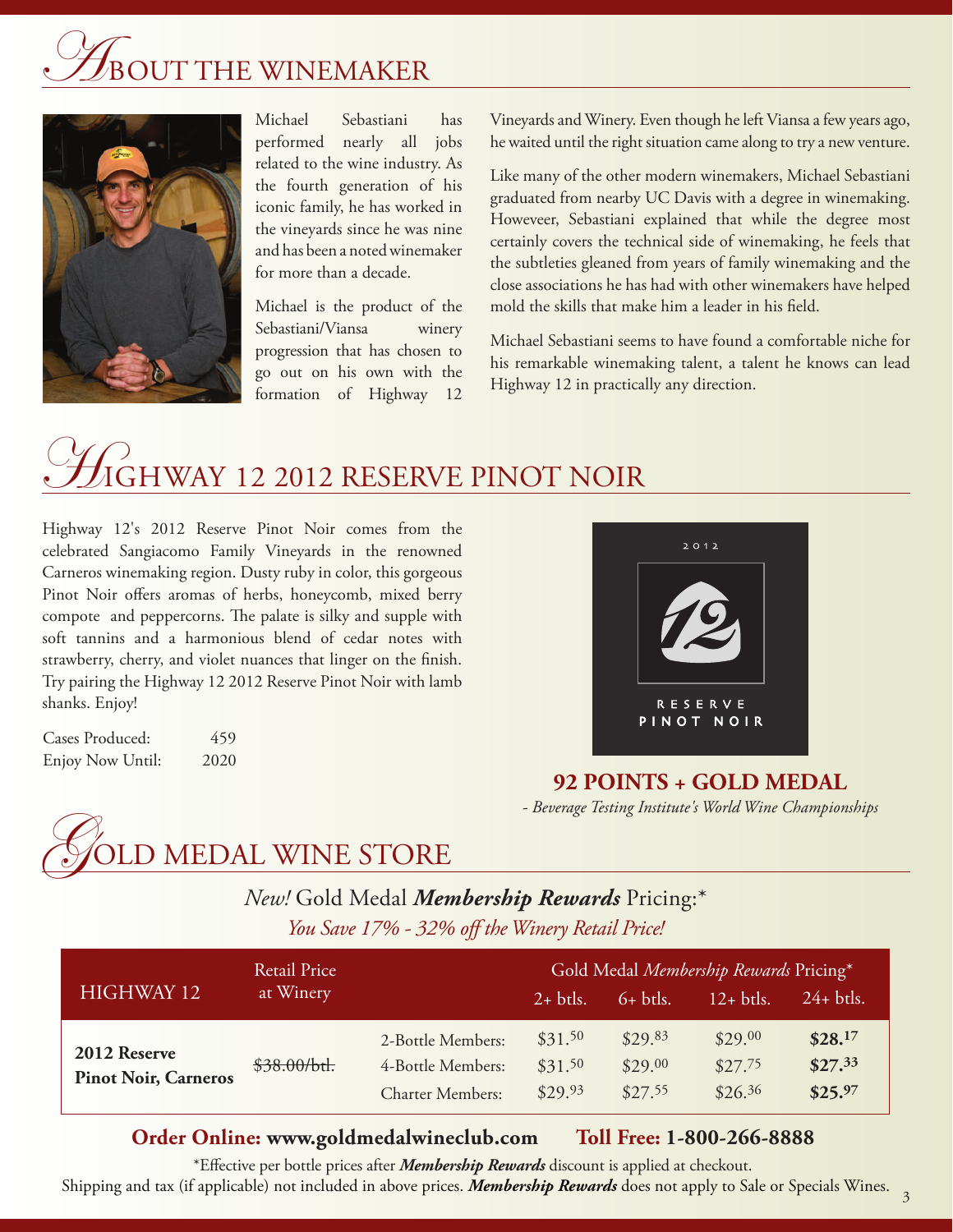# ABOUT THE WINEMAKER

Michael Sebastiani has performed nearly all jobs related to the wine industry. As the fourth generation of his iconic family, he has worked in the vineyards since he was nine and has been a noted winemaker for more than a decade.

Michael is the product of the Sebastiani/Viansa winery progression that has chosen to go out on his own with the formation of Highway 12 Vineyards and Winery. Even though he left Viansa a few years ago, he waited until the right situation came along to try a new venture.

Like many of the other modern winemakers, Michael Sebastiani graduated from nearby UC Davis with a degree in winemaking. Howeveer, Sebastiani explained that while the degree most certainly covers the technical side of winemaking, he feels that the subtleties gleaned from years of family winemaking and the close associations he has had with other winemakers have helped mold the skills that make him a leader in his field.

Michael Sebastiani seems to have found a comfortable niche for his remarkable winemaking talent, a talent he knows can lead Highway 12 in practically any direction.

# HIGHWAY 12 2012 RESERVE PINOT NOIR

Highway 12's 2012 Reserve Pinot Noir comes from the celebrated Sangiacomo Family Vineyards in the renowned Carneros winemaking region. Dusty ruby in color, this gorgeous Pinot Noir offers aromas of herbs, honeycomb, mixed berry compote and peppercorns. The palate is silky and supple with soft tannins and a harmonious blend of cedar notes with strawberry, cherry, and violet nuances that linger on the finish. Try pairing the Highway 12 2012 Reserve Pinot Noir with lamb shanks. Enjoy!

| | |
|---|---|
| Cases Produced: | 459 |
| Enjoy Now Until: | 2020 |

**92 POINTS + GOLD MEDAL**

*- Beverage Testing Institute's World Wine Championships*

# GOLD MEDAL WINE STORE

*New!* Gold Medal ***Membership Rewards*** Pricing:*

*You Save 17% - 32% off the Winery Retail Price!*

| HIGHWAY 12 | Retail Price at Winery | | Gold Medal *Membership Rewards* Pricing* 2+ btls. | 6+ btls. | 12+ btls. | 24+ btls. |
|---|---|---|---|---|---|---|
| **2012 Reserve Pinot Noir, Carneros** | ~~$38.00/btl.~~ | 2-Bottle Members: | $31.50 | $29.83 | $29.00 | **$28.17** |
| | | 4-Bottle Members: | $31.50 | $29.00 | $27.75 | **$27.33** |
| | | Charter Members: | $29.93 | $27.55 | $26.36 | **$25.97** |

**Order Online: www.goldmedalwineclub.com** **Toll Free: 1-800-266-8888**

*Effective per bottle prices after ***Membership Rewards*** discount is applied at checkout.
Shipping and tax (if applicable) not included in above prices. ***Membership Rewards*** does not apply to Sale or Specials Wines.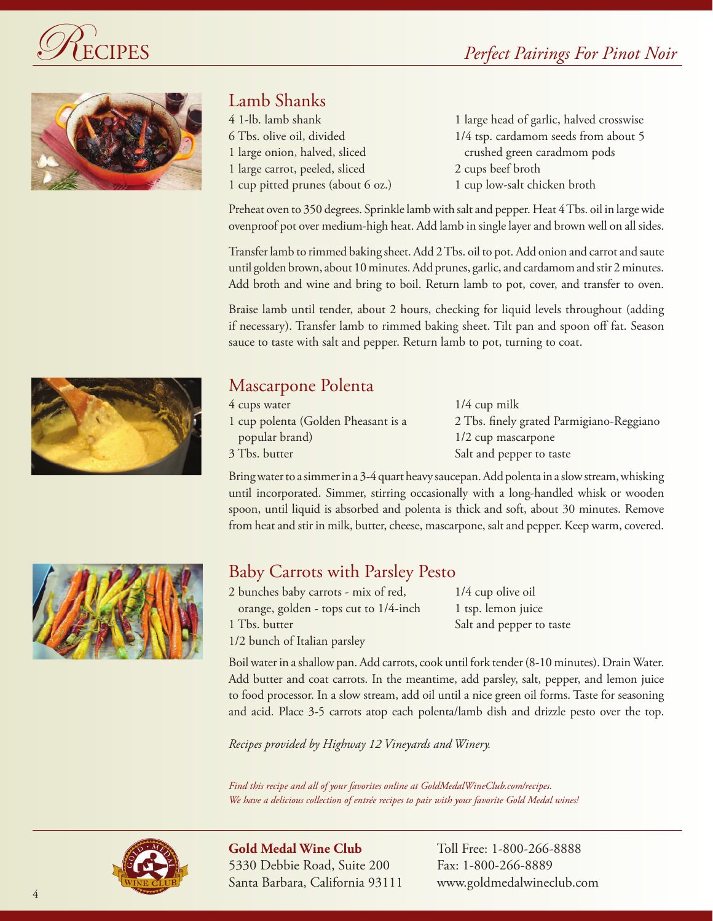# Recipes

*Perfect Pairings For Pinot Noir*

## Lamb Shanks

4 1-lb. lamb shank
6 Tbs. olive oil, divided
1 large onion, halved, sliced
1 large carrot, peeled, sliced
1 cup pitted prunes (about 6 oz.)
1 large head of garlic, halved crosswise
1/4 tsp. cardamom seeds from about 5 crushed green caradmom pods
2 cups beef broth
1 cup low-salt chicken broth

Preheat oven to 350 degrees. Sprinkle lamb with salt and pepper. Heat 4 Tbs. oil in large wide ovenproof pot over medium-high heat. Add lamb in single layer and brown well on all sides.

Transfer lamb to rimmed baking sheet. Add 2 Tbs. oil to pot. Add onion and carrot and saute until golden brown, about 10 minutes. Add prunes, garlic, and cardamom and stir 2 minutes. Add broth and wine and bring to boil. Return lamb to pot, cover, and transfer to oven.

Braise lamb until tender, about 2 hours, checking for liquid levels throughout (adding if necessary). Transfer lamb to rimmed baking sheet. Tilt pan and spoon off fat. Season sauce to taste with salt and pepper. Return lamb to pot, turning to coat.

## Mascarpone Polenta

4 cups water
1 cup polenta (Golden Pheasant is a popular brand)
3 Tbs. butter
1/4 cup milk
2 Tbs. finely grated Parmigiano-Reggiano
1/2 cup mascarpone
Salt and pepper to taste

Bring water to a simmer in a 3-4 quart heavy saucepan. Add polenta in a slow stream, whisking until incorporated. Simmer, stirring occasionally with a long-handled whisk or wooden spoon, until liquid is absorbed and polenta is thick and soft, about 30 minutes. Remove from heat and stir in milk, butter, cheese, mascarpone, salt and pepper. Keep warm, covered.

## Baby Carrots with Parsley Pesto

2 bunches baby carrots - mix of red, orange, golden - tops cut to 1/4-inch
1 Tbs. butter
1/2 bunch of Italian parsley
1/4 cup olive oil
1 tsp. lemon juice
Salt and pepper to taste

Boil water in a shallow pan. Add carrots, cook until fork tender (8-10 minutes). Drain Water. Add butter and coat carrots. In the meantime, add parsley, salt, pepper, and lemon juice to food processor. In a slow stream, add oil until a nice green oil forms. Taste for seasoning and acid. Place 3-5 carrots atop each polenta/lamb dish and drizzle pesto over the top.

*Recipes provided by Highway 12 Vineyards and Winery.*

*Find this recipe and all of your favorites online at GoldMedalWineClub.com/recipes.*
*We have a delicious collection of entrée recipes to pair with your favorite Gold Medal wines!*

**Gold Medal Wine Club**
5330 Debbie Road, Suite 200
Santa Barbara, California 93111

Toll Free: 1-800-266-8888
Fax: 1-800-266-8889
www.goldmedalwineclub.com